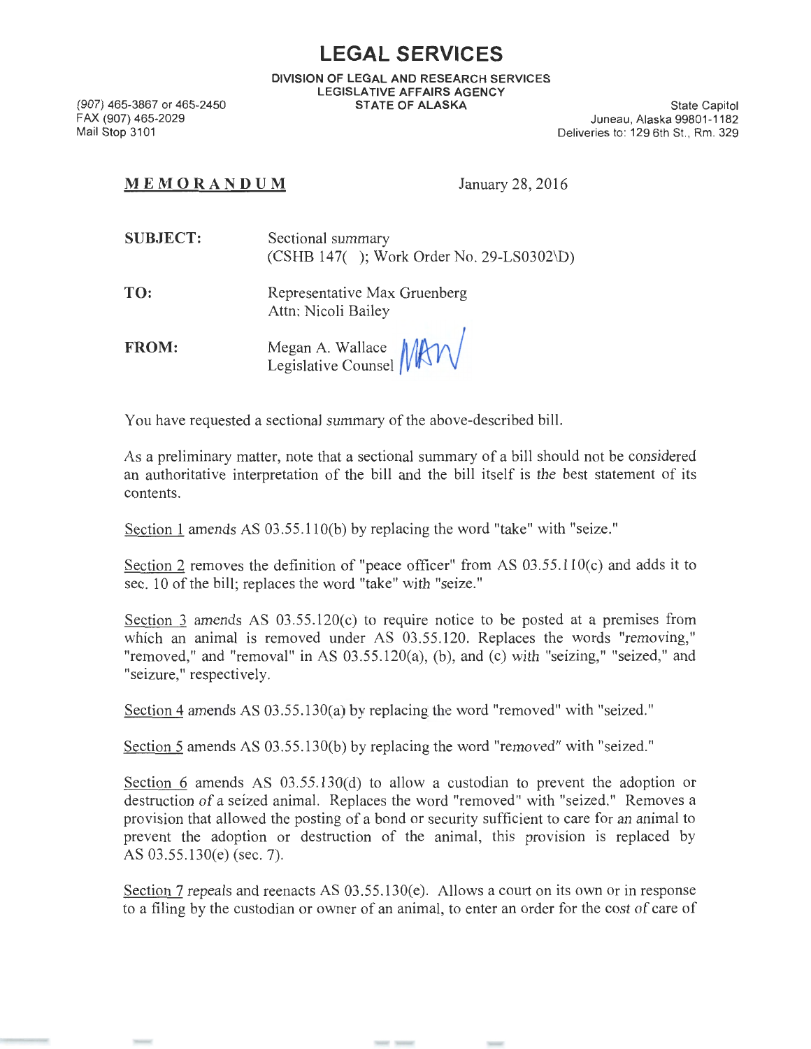# LEGAL SERVICES

**DIVISION OF LEGAL AND RESEARCH SERVICES**
**LEGISLATIVE AFFAIRS AGENCY**
**STATE OF ALASKA**

(907) 465-3867 or 465-2450
FAX (907) 465-2029
Mail Stop 3101

State Capitol
Juneau, Alaska 99801-1182
Deliveries to: 129 6th St., Rm. 329

**MEMORANDUM** January 28, 2016

**SUBJECT:** Sectional summary
(CSHB 147( ); Work Order No. 29-LS0302\D)

**TO:** Representative Max Gruenberg
Attn: Nicoli Bailey

**FROM:** Megan A. Wallace
Legislative Counsel

You have requested a sectional summary of the above-described bill.

As a preliminary matter, note that a sectional summary of a bill should not be considered an authoritative interpretation of the bill and the bill itself is the best statement of its contents.

Section 1 amends AS 03.55.110(b) by replacing the word "take" with "seize."

Section 2 removes the definition of "peace officer" from AS 03.55.110(c) and adds it to sec. 10 of the bill; replaces the word "take" with "seize."

Section 3 amends AS 03.55.120(c) to require notice to be posted at a premises from which an animal is removed under AS 03.55.120. Replaces the words "removing," "removed," and "removal" in AS 03.55.120(a), (b), and (c) with "seizing," "seized," and "seizure," respectively.

Section 4 amends AS 03.55.130(a) by replacing the word "removed" with "seized."

Section 5 amends AS 03.55.130(b) by replacing the word "removed" with "seized."

Section 6 amends AS 03.55.130(d) to allow a custodian to prevent the adoption or destruction of a seized animal. Replaces the word "removed" with "seized." Removes a provision that allowed the posting of a bond or security sufficient to care for an animal to prevent the adoption or destruction of the animal, this provision is replaced by AS 03.55.130(e) (sec. 7).

Section 7 repeals and reenacts AS 03.55.130(e). Allows a court on its own or in response to a filing by the custodian or owner of an animal, to enter an order for the cost of care of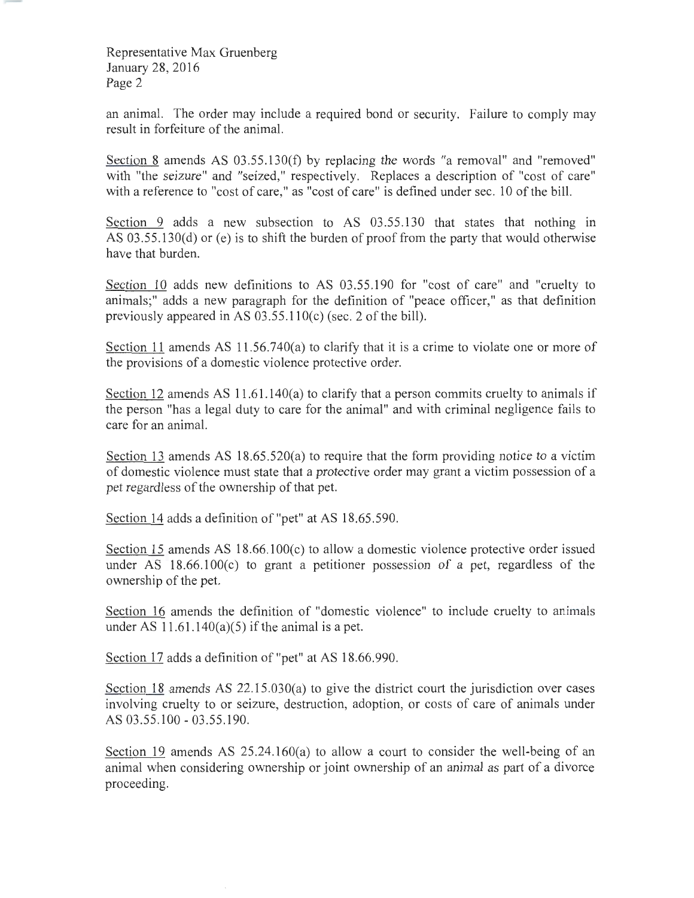an animal. The order may include a required bond or security. Failure to comply may result in forfeiture of the animal.

Section 8 amends AS 03.55.130(f) by replacing the words "a removal" and "removed" with "the seizure" and "seized," respectively. Replaces a description of "cost of care" with a reference to "cost of care," as "cost of care" is defined under sec. 10 of the bill.

Section 9 adds a new subsection to AS 03.55.130 that states that nothing in AS 03.55.130(d) or (e) is to shift the burden of proof from the party that would otherwise have that burden.

Section 10 adds new definitions to AS 03.55.190 for "cost of care" and "cruelty to animals;" adds a new paragraph for the definition of "peace officer," as that definition previously appeared in AS 03.55.110(c) (sec. 2 of the bill).

Section 11 amends AS 11.56.740(a) to clarify that it is a crime to violate one or more of the provisions of a domestic violence protective order.

Section 12 amends AS 11.61.140(a) to clarify that a person commits cruelty to animals if the person "has a legal duty to care for the animal" and with criminal negligence fails to care for an animal.

Section 13 amends AS 18.65.520(a) to require that the form providing notice to a victim of domestic violence must state that a protective order may grant a victim possession of a pet regardless of the ownership of that pet.

Section 14 adds a definition of "pet" at AS 18.65.590.

Section 15 amends AS 18.66.100(c) to allow a domestic violence protective order issued under AS 18.66.100(c) to grant a petitioner possession of a pet, regardless of the ownership of the pet.

Section 16 amends the definition of "domestic violence" to include cruelty to animals under AS 11.61.140(a)(5) if the animal is a pet.

Section 17 adds a definition of "pet" at AS 18.66.990.

Section 18 amends AS 22.15.030(a) to give the district court the jurisdiction over cases involving cruelty to or seizure, destruction, adoption, or costs of care of animals under AS 03.55.100 - 03.55.190.

Section 19 amends AS 25.24.160(a) to allow a court to consider the well-being of an animal when considering ownership or joint ownership of an animal as part of a divorce proceeding.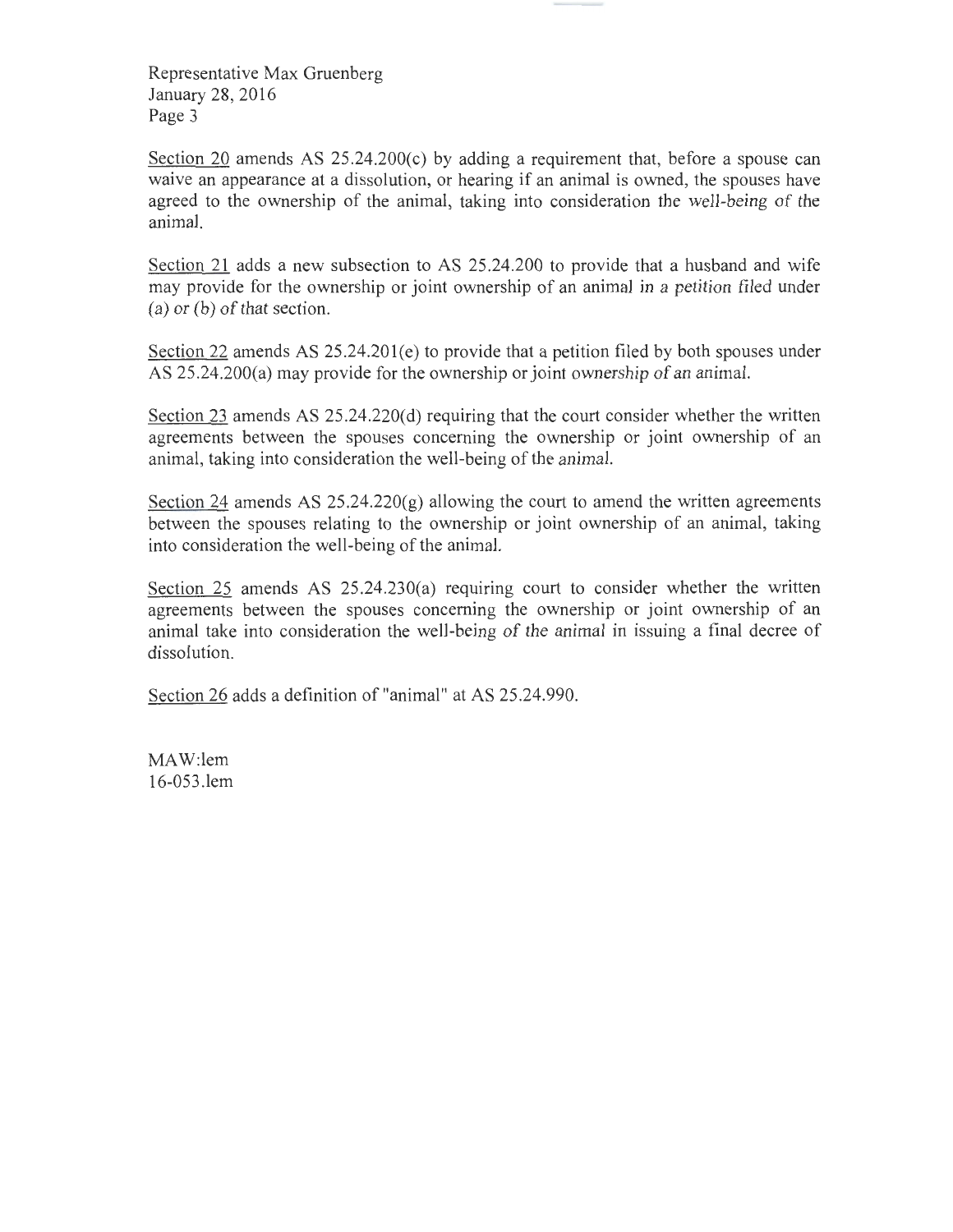Representative Max Gruenberg
January 28, 2016
Page 3

Section 20 amends AS 25.24.200(c) by adding a requirement that, before a spouse can waive an appearance at a dissolution, or hearing if an animal is owned, the spouses have agreed to the ownership of the animal, taking into consideration the well-being of the animal.

Section 21 adds a new subsection to AS 25.24.200 to provide that a husband and wife may provide for the ownership or joint ownership of an animal in a petition filed under (a) or (b) of that section.

Section 22 amends AS 25.24.201(e) to provide that a petition filed by both spouses under AS 25.24.200(a) may provide for the ownership or joint ownership of an animal.

Section 23 amends AS 25.24.220(d) requiring that the court consider whether the written agreements between the spouses concerning the ownership or joint ownership of an animal, taking into consideration the well-being of the animal.

Section 24 amends AS 25.24.220(g) allowing the court to amend the written agreements between the spouses relating to the ownership or joint ownership of an animal, taking into consideration the well-being of the animal.

Section 25 amends AS 25.24.230(a) requiring court to consider whether the written agreements between the spouses concerning the ownership or joint ownership of an animal take into consideration the well-being of the animal in issuing a final decree of dissolution.

Section 26 adds a definition of "animal" at AS 25.24.990.

MAW:lem
16-053.lem